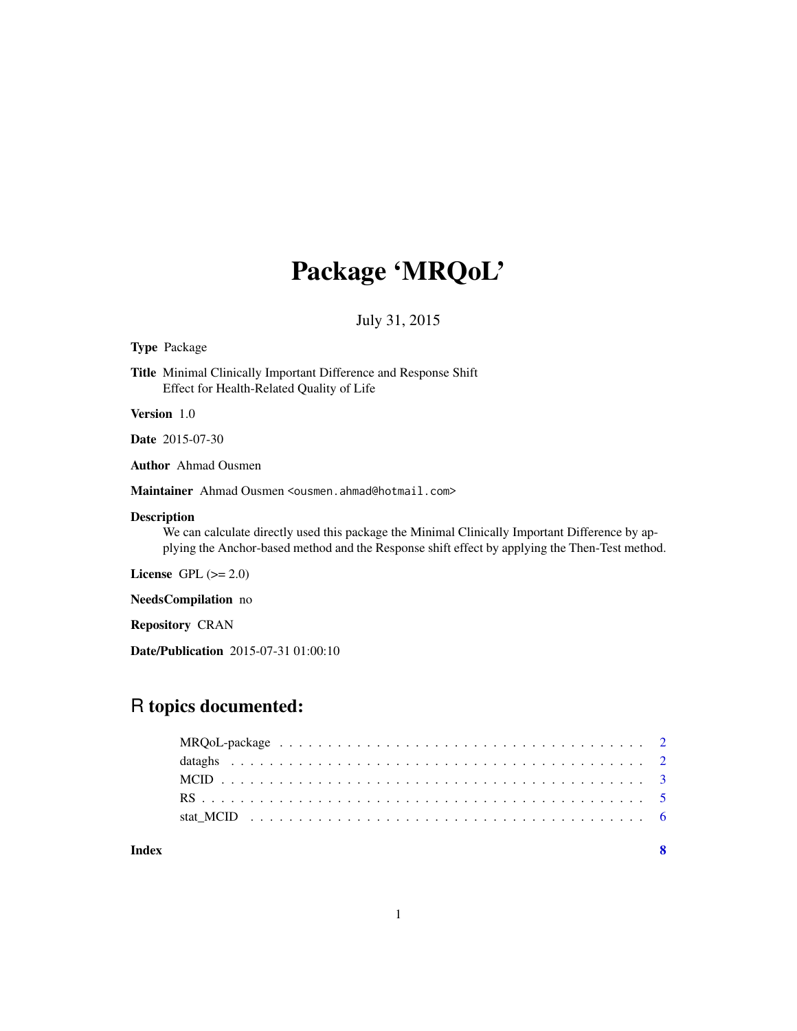# Package 'MRQoL'

July 31, 2015

**Type** Package

**Title** Minimal Clinically Important Difference and Response Shift Effect for Health-Related Quality of Life

**Version** 1.0

**Date** 2015-07-30

**Author** Ahmad Ousmen

**Maintainer** Ahmad Ousmen <ousmen.ahmad@hotmail.com>

**Description** We can calculate directly used this package the Minimal Clinically Important Difference by applying the Anchor-based method and the Response shift effect by applying the Then-Test method.

**License** GPL (>= 2.0)

**NeedsCompilation** no

**Repository** CRAN

**Date/Publication** 2015-07-31 01:00:10

## R topics documented:

| | |
|---|---|
| MRQoL-package | 2 |
| dataghs | 2 |
| MCID | 3 |
| RS | 5 |
| stat_MCID | 6 |
| **Index** | **8** |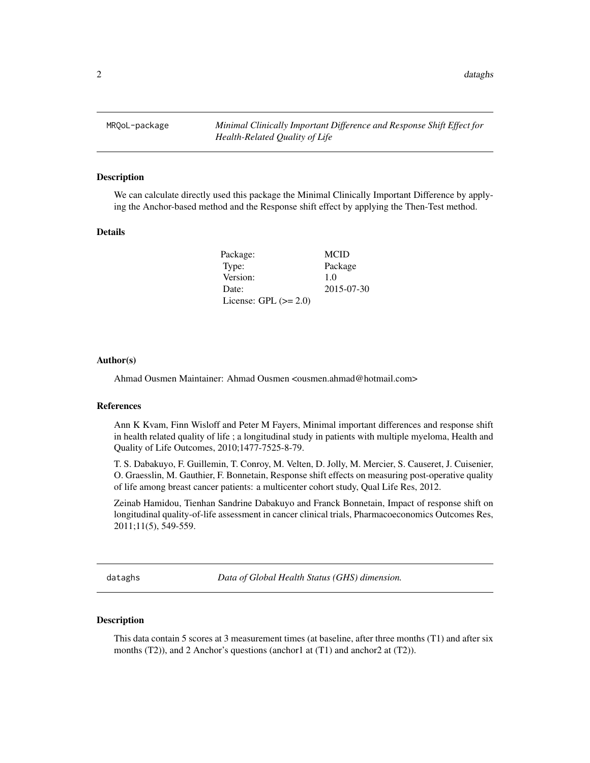## MRQoL-package — *Minimal Clinically Important Difference and Response Shift Effect for Health-Related Quality of Life*

### Description

We can calculate directly used this package the Minimal Clinically Important Difference by applying the Anchor-based method and the Response shift effect by applying the Then-Test method.

### Details

| | |
|---|---|
| Package: | MCID |
| Type: | Package |
| Version: | 1.0 |
| Date: | 2015-07-30 |
| License: GPL (>= 2.0) | |

### Author(s)

Ahmad Ousmen Maintainer: Ahmad Ousmen <ousmen.ahmad@hotmail.com>

### References

Ann K Kvam, Finn Wisloff and Peter M Fayers, Minimal important differences and response shift in health related quality of life ; a longitudinal study in patients with multiple myeloma, Health and Quality of Life Outcomes, 2010;1477-7525-8-79.

T. S. Dabakuyo, F. Guillemin, T. Conroy, M. Velten, D. Jolly, M. Mercier, S. Causeret, J. Cuisenier, O. Graesslin, M. Gauthier, F. Bonnetain, Response shift effects on measuring post-operative quality of life among breast cancer patients: a multicenter cohort study, Qual Life Res, 2012.

Zeinab Hamidou, Tienhan Sandrine Dabakuyo and Franck Bonnetain, Impact of response shift on longitudinal quality-of-life assessment in cancer clinical trials, Pharmacoeconomics Outcomes Res, 2011;11(5), 549-559.

## dataghs — *Data of Global Health Status (GHS) dimension.*

### Description

This data contain 5 scores at 3 measurement times (at baseline, after three months (T1) and after six months (T2)), and 2 Anchor's questions (anchor1 at (T1) and anchor2 at (T2)).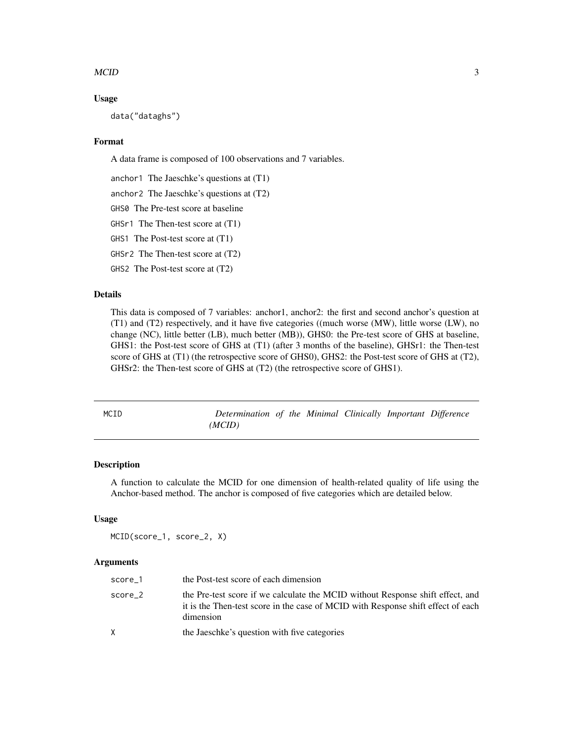### Usage

```
data("dataghs")
```

### Format

A data frame is composed of 100 observations and 7 variables.

- `anchor1` The Jaeschke's questions at (T1)
- `anchor2` The Jaeschke's questions at (T2)
- `GHS0` The Pre-test score at baseline
- `GHSr1` The Then-test score at (T1)
- `GHS1` The Post-test score at (T1)
- `GHSr2` The Then-test score at (T2)
- `GHS2` The Post-test score at (T2)

### Details

This data is composed of 7 variables: anchor1, anchor2: the first and second anchor's question at (T1) and (T2) respectively, and it have five categories ((much worse (MW), little worse (LW), no change (NC), little better (LB), much better (MB)), GHS0: the Pre-test score of GHS at baseline, GHS1: the Post-test score of GHS at (T1) (after 3 months of the baseline), GHSr1: the Then-test score of GHS at (T1) (the retrospective score of GHS0), GHS2: the Post-test score of GHS at (T2), GHSr2: the Then-test score of GHS at (T2) (the retrospective score of GHS1).

---

## MCID — *Determination of the Minimal Clinically Important Difference (MCID)*

---

### Description

A function to calculate the MCID for one dimension of health-related quality of life using the Anchor-based method. The anchor is composed of five categories which are detailed below.

### Usage

```
MCID(score_1, score_2, X)
```

### Arguments

| | |
|---|---|
| `score_1` | the Post-test score of each dimension |
| `score_2` | the Pre-test score if we calculate the MCID without Response shift effect, and it is the Then-test score in the case of MCID with Response shift effect of each dimension |
| `X` | the Jaeschke's question with five categories |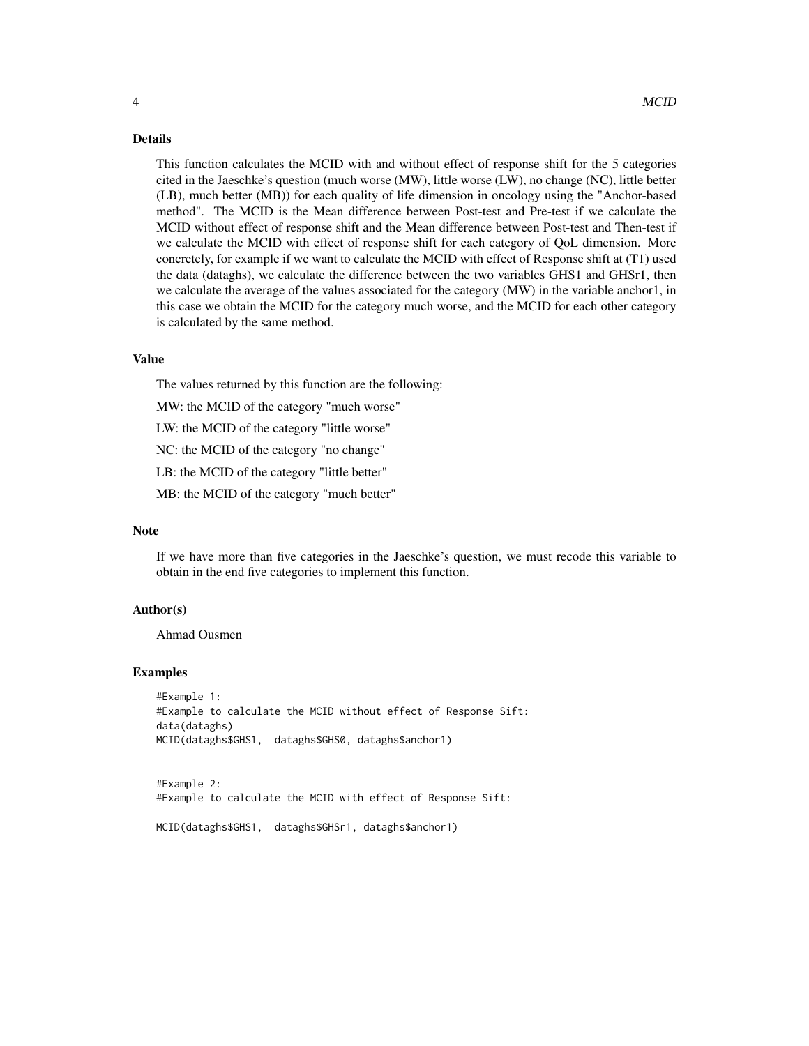## Details

This function calculates the MCID with and without effect of response shift for the 5 categories cited in the Jaeschke's question (much worse (MW), little worse (LW), no change (NC), little better (LB), much better (MB)) for each quality of life dimension in oncology using the "Anchor-based method". The MCID is the Mean difference between Post-test and Pre-test if we calculate the MCID without effect of response shift and the Mean difference between Post-test and Then-test if we calculate the MCID with effect of response shift for each category of QoL dimension. More concretely, for example if we want to calculate the MCID with effect of Response shift at (T1) used the data (dataghs), we calculate the difference between the two variables GHS1 and GHSr1, then we calculate the average of the values associated for the category (MW) in the variable anchor1, in this case we obtain the MCID for the category much worse, and the MCID for each other category is calculated by the same method.

## Value

The values returned by this function are the following:

MW: the MCID of the category "much worse"

LW: the MCID of the category "little worse"

NC: the MCID of the category "no change"

LB: the MCID of the category "little better"

MB: the MCID of the category "much better"

## Note

If we have more than five categories in the Jaeschke's question, we must recode this variable to obtain in the end five categories to implement this function.

## Author(s)

Ahmad Ousmen

## Examples

```
#Example 1:
#Example to calculate the MCID without effect of Response Sift:
data(dataghs)
MCID(dataghs$GHS1,  dataghs$GHS0, dataghs$anchor1)


#Example 2:
#Example to calculate the MCID with effect of Response Sift:

MCID(dataghs$GHS1,  dataghs$GHSr1, dataghs$anchor1)
```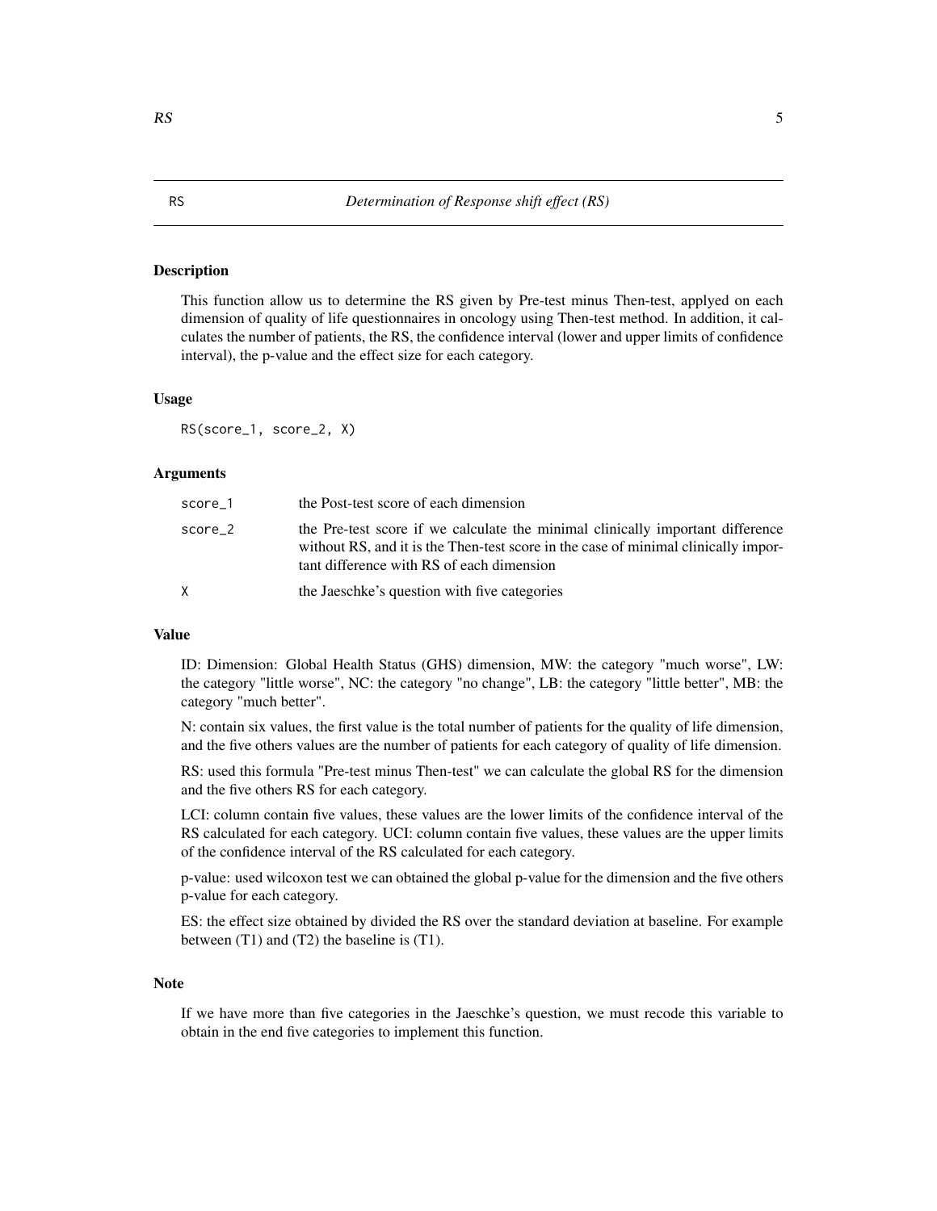RS    *Determination of Response shift effect (RS)*

### Description

This function allow us to determine the RS given by Pre-test minus Then-test, applyed on each dimension of quality of life questionnaires in oncology using Then-test method. In addition, it calculates the number of patients, the RS, the confidence interval (lower and upper limits of confidence interval), the p-value and the effect size for each category.

### Usage

```
RS(score_1, score_2, X)
```

### Arguments

| | |
|---|---|
| score_1 | the Post-test score of each dimension |
| score_2 | the Pre-test score if we calculate the minimal clinically important difference without RS, and it is the Then-test score in the case of minimal clinically important difference with RS of each dimension |
| X | the Jaeschke's question with five categories |

### Value

ID: Dimension: Global Health Status (GHS) dimension, MW: the category "much worse", LW: the category "little worse", NC: the category "no change", LB: the category "little better", MB: the category "much better".

N: contain six values, the first value is the total number of patients for the quality of life dimension, and the five others values are the number of patients for each category of quality of life dimension.

RS: used this formula "Pre-test minus Then-test" we can calculate the global RS for the dimension and the five others RS for each category.

LCI: column contain five values, these values are the lower limits of the confidence interval of the RS calculated for each category. UCI: column contain five values, these values are the upper limits of the confidence interval of the RS calculated for each category.

p-value: used wilcoxon test we can obtained the global p-value for the dimension and the five others p-value for each category.

ES: the effect size obtained by divided the RS over the standard deviation at baseline. For example between (T1) and (T2) the baseline is (T1).

### Note

If we have more than five categories in the Jaeschke's question, we must recode this variable to obtain in the end five categories to implement this function.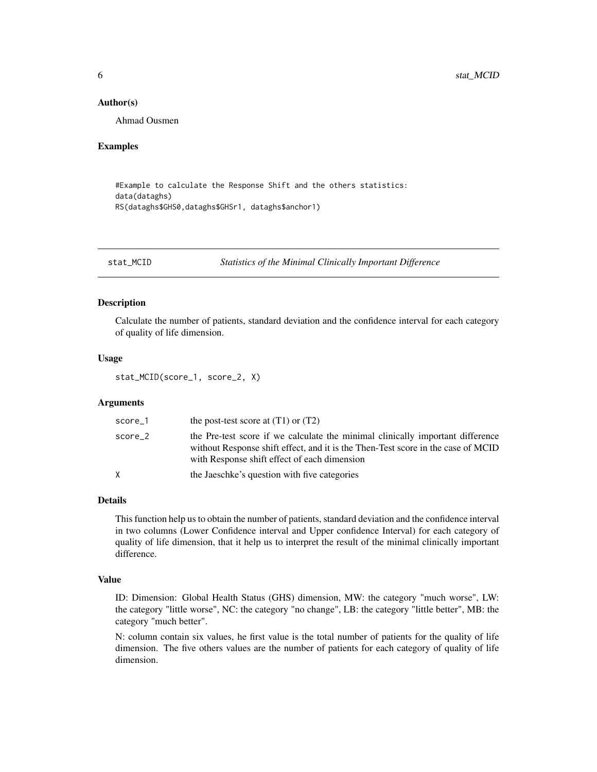### Author(s)

Ahmad Ousmen

### Examples

```
#Example to calculate the Response Shift and the others statistics:
data(dataghs)
RS(dataghs$GHS0,dataghs$GHSr1, dataghs$anchor1)
```

---

## stat_MCID *Statistics of the Minimal Clinically Important Difference*

---

### Description

Calculate the number of patients, standard deviation and the confidence interval for each category of quality of life dimension.

### Usage

```
stat_MCID(score_1, score_2, X)
```

### Arguments

| | |
|---|---|
| score_1 | the post-test score at (T1) or (T2) |
| score_2 | the Pre-test score if we calculate the minimal clinically important difference without Response shift effect, and it is the Then-Test score in the case of MCID with Response shift effect of each dimension |
| X | the Jaeschke's question with five categories |

### Details

This function help us to obtain the number of patients, standard deviation and the confidence interval in two columns (Lower Confidence interval and Upper confidence Interval) for each category of quality of life dimension, that it help us to interpret the result of the minimal clinically important difference.

### Value

ID: Dimension: Global Health Status (GHS) dimension, MW: the category "much worse", LW: the category "little worse", NC: the category "no change", LB: the category "little better", MB: the category "much better".

N: column contain six values, he first value is the total number of patients for the quality of life dimension. The five others values are the number of patients for each category of quality of life dimension.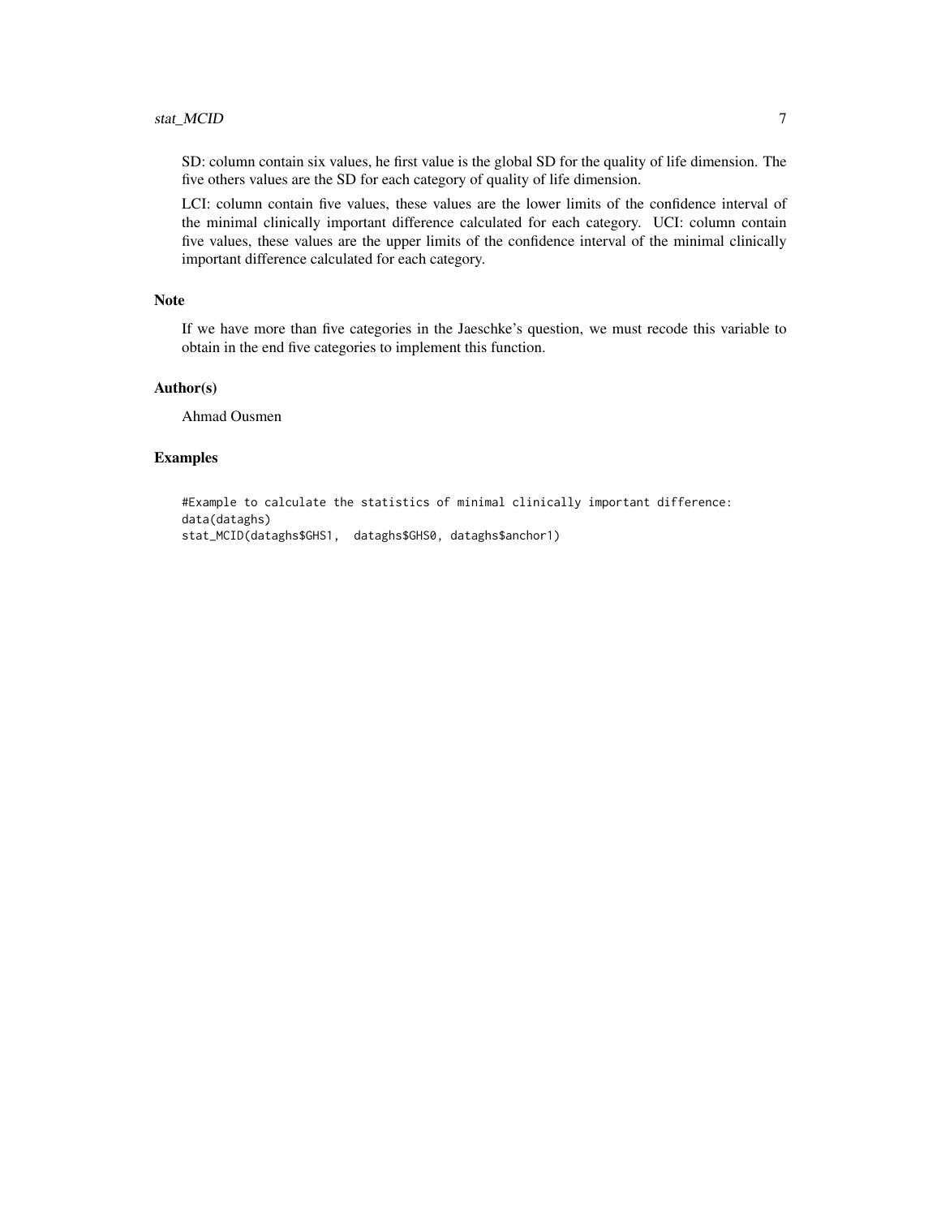SD: column contain six values, he first value is the global SD for the quality of life dimension. The five others values are the SD for each category of quality of life dimension.

LCI: column contain five values, these values are the lower limits of the confidence interval of the minimal clinically important difference calculated for each category. UCI: column contain five values, these values are the upper limits of the confidence interval of the minimal clinically important difference calculated for each category.

### Note

If we have more than five categories in the Jaeschke's question, we must recode this variable to obtain in the end five categories to implement this function.

### Author(s)

Ahmad Ousmen

### Examples

```
#Example to calculate the statistics of minimal clinically important difference:
data(dataghs)
stat_MCID(dataghs$GHS1,  dataghs$GHS0, dataghs$anchor1)
```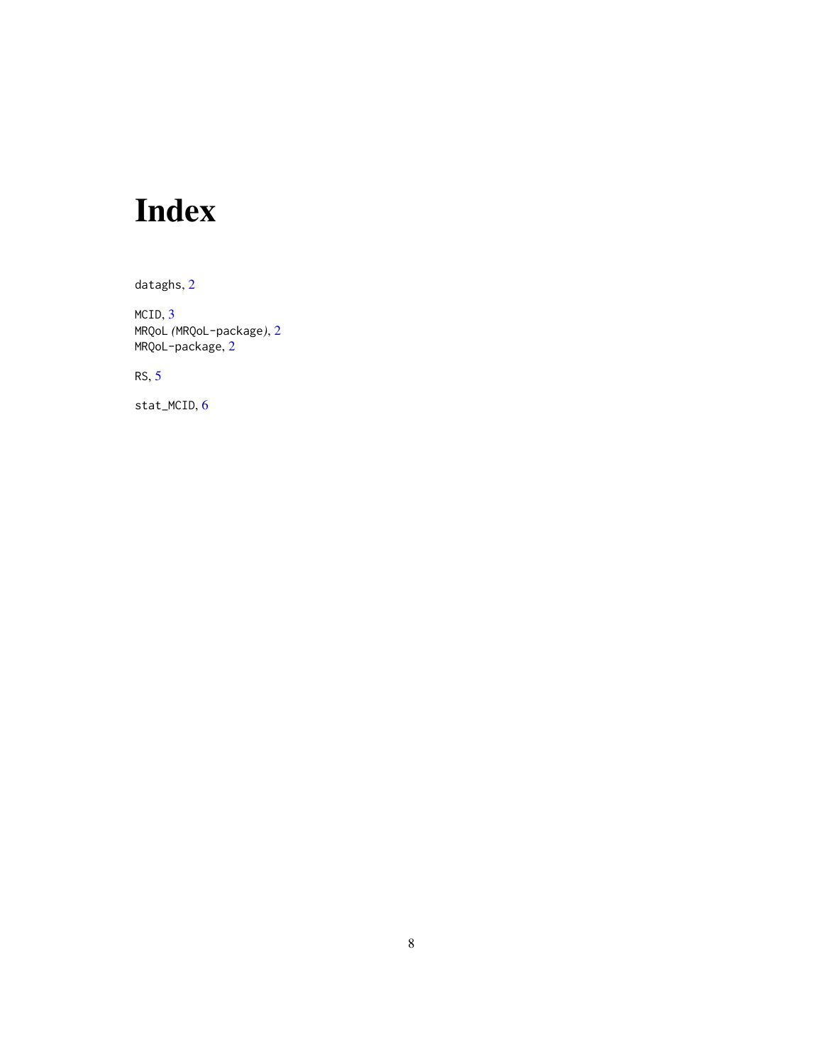# Index

dataghs, 2

MCID, 3
MRQoL (MRQoL-package), 2
MRQoL-package, 2

RS, 5

stat_MCID, 6